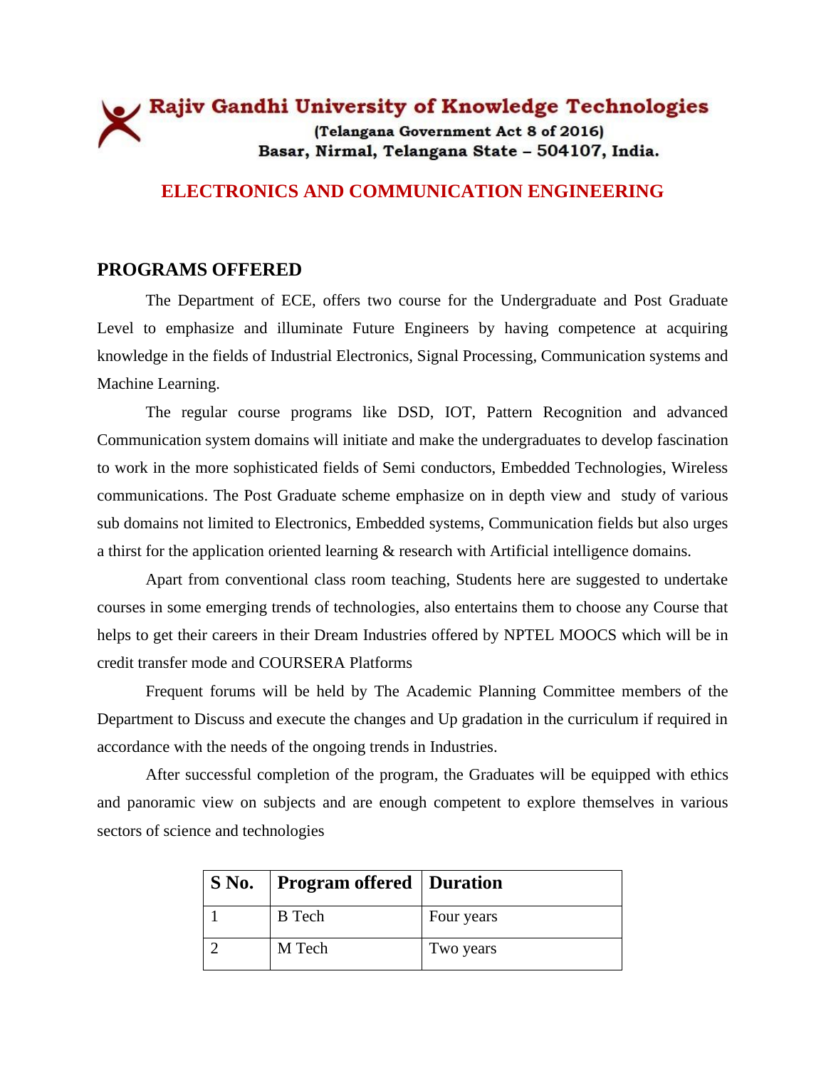# Rajiv Gandhi University of Knowledge Technologies

(Telangana Government Act 8 of 2016)
Basar, Nirmal, Telangana State – 504107, India.

## ELECTRONICS AND COMMUNICATION ENGINEERING

### PROGRAMS OFFERED

The Department of ECE, offers two course for the Undergraduate and Post Graduate Level to emphasize and illuminate Future Engineers by having competence at acquiring knowledge in the fields of Industrial Electronics, Signal Processing, Communication systems and Machine Learning.

The regular course programs like DSD, IOT, Pattern Recognition and advanced Communication system domains will initiate and make the undergraduates to develop fascination to work in the more sophisticated fields of Semi conductors, Embedded Technologies, Wireless communications. The Post Graduate scheme emphasize on in depth view and study of various sub domains not limited to Electronics, Embedded systems, Communication fields but also urges a thirst for the application oriented learning & research with Artificial intelligence domains.

Apart from conventional class room teaching, Students here are suggested to undertake courses in some emerging trends of technologies, also entertains them to choose any Course that helps to get their careers in their Dream Industries offered by NPTEL MOOCS which will be in credit transfer mode and COURSERA Platforms

Frequent forums will be held by The Academic Planning Committee members of the Department to Discuss and execute the changes and Up gradation in the curriculum if required in accordance with the needs of the ongoing trends in Industries.

After successful completion of the program, the Graduates will be equipped with ethics and panoramic view on subjects and are enough competent to explore themselves in various sectors of science and technologies

| S No. | Program offered | Duration |
|---|---|---|
| 1 | B Tech | Four years |
| 2 | M Tech | Two years |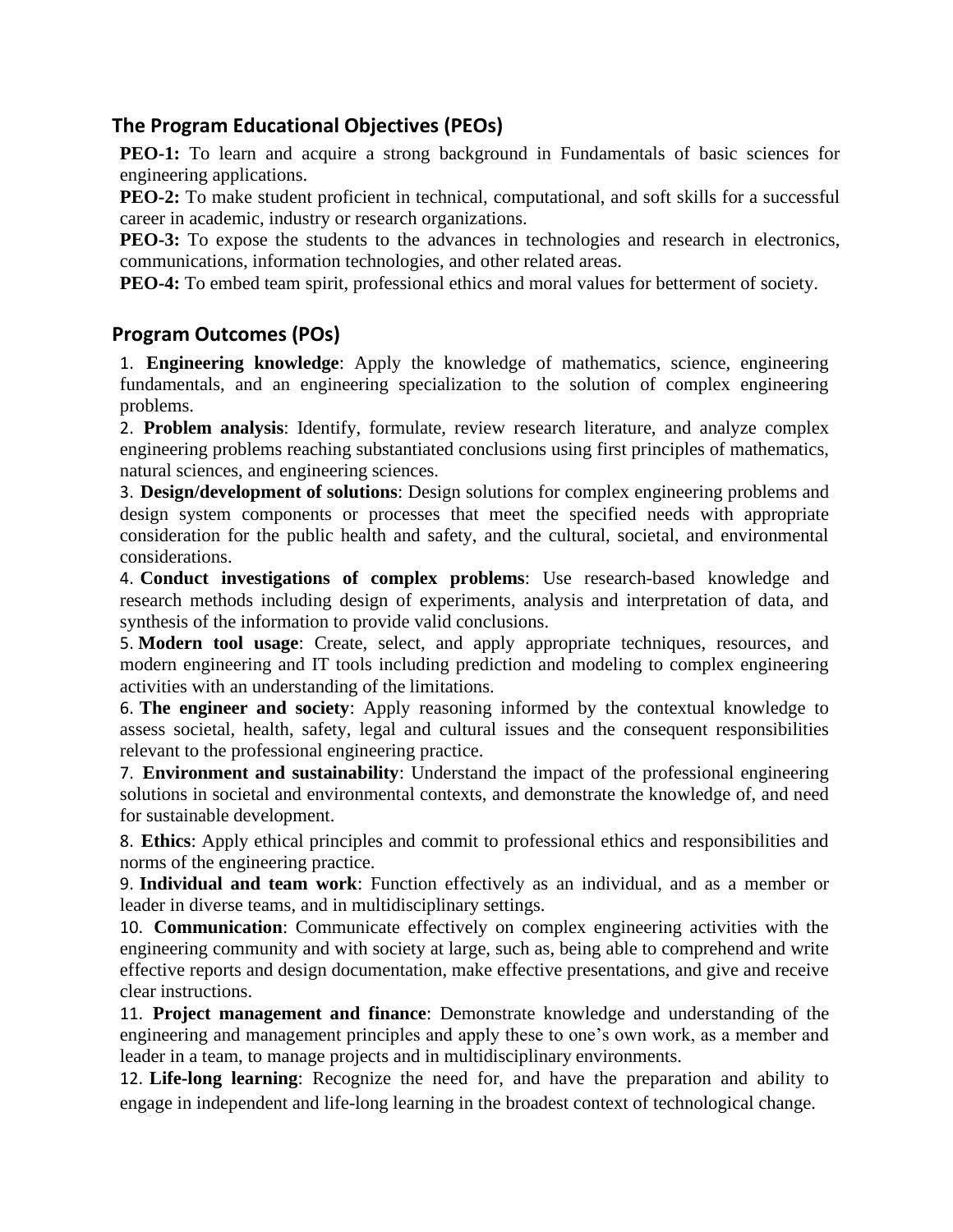## The Program Educational Objectives (PEOs)

**PEO-1:** To learn and acquire a strong background in Fundamentals of basic sciences for engineering applications.

**PEO-2:** To make student proficient in technical, computational, and soft skills for a successful career in academic, industry or research organizations.

**PEO-3:** To expose the students to the advances in technologies and research in electronics, communications, information technologies, and other related areas.

**PEO-4:** To embed team spirit, professional ethics and moral values for betterment of society.

## Program Outcomes (POs)

1. **Engineering knowledge**: Apply the knowledge of mathematics, science, engineering fundamentals, and an engineering specialization to the solution of complex engineering problems.
2. **Problem analysis**: Identify, formulate, review research literature, and analyze complex engineering problems reaching substantiated conclusions using first principles of mathematics, natural sciences, and engineering sciences.
3. **Design/development of solutions**: Design solutions for complex engineering problems and design system components or processes that meet the specified needs with appropriate consideration for the public health and safety, and the cultural, societal, and environmental considerations.
4. **Conduct investigations of complex problems**: Use research-based knowledge and research methods including design of experiments, analysis and interpretation of data, and synthesis of the information to provide valid conclusions.
5. **Modern tool usage**: Create, select, and apply appropriate techniques, resources, and modern engineering and IT tools including prediction and modeling to complex engineering activities with an understanding of the limitations.
6. **The engineer and society**: Apply reasoning informed by the contextual knowledge to assess societal, health, safety, legal and cultural issues and the consequent responsibilities relevant to the professional engineering practice.
7. **Environment and sustainability**: Understand the impact of the professional engineering solutions in societal and environmental contexts, and demonstrate the knowledge of, and need for sustainable development.
8. **Ethics**: Apply ethical principles and commit to professional ethics and responsibilities and norms of the engineering practice.
9. **Individual and team work**: Function effectively as an individual, and as a member or leader in diverse teams, and in multidisciplinary settings.
10. **Communication**: Communicate effectively on complex engineering activities with the engineering community and with society at large, such as, being able to comprehend and write effective reports and design documentation, make effective presentations, and give and receive clear instructions.
11. **Project management and finance**: Demonstrate knowledge and understanding of the engineering and management principles and apply these to one's own work, as a member and leader in a team, to manage projects and in multidisciplinary environments.
12. **Life-long learning**: Recognize the need for, and have the preparation and ability to engage in independent and life-long learning in the broadest context of technological change.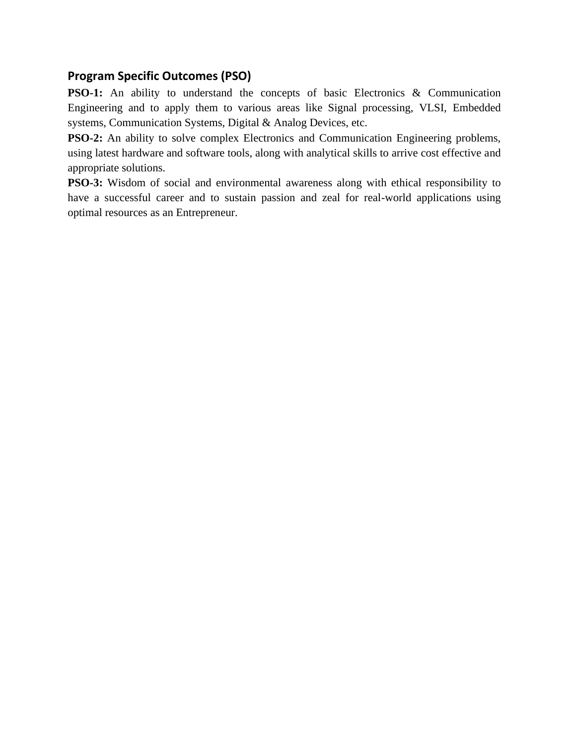## Program Specific Outcomes (PSO)

**PSO-1:** An ability to understand the concepts of basic Electronics & Communication Engineering and to apply them to various areas like Signal processing, VLSI, Embedded systems, Communication Systems, Digital & Analog Devices, etc.

**PSO-2:** An ability to solve complex Electronics and Communication Engineering problems, using latest hardware and software tools, along with analytical skills to arrive cost effective and appropriate solutions.

**PSO-3:** Wisdom of social and environmental awareness along with ethical responsibility to have a successful career and to sustain passion and zeal for real-world applications using optimal resources as an Entrepreneur.